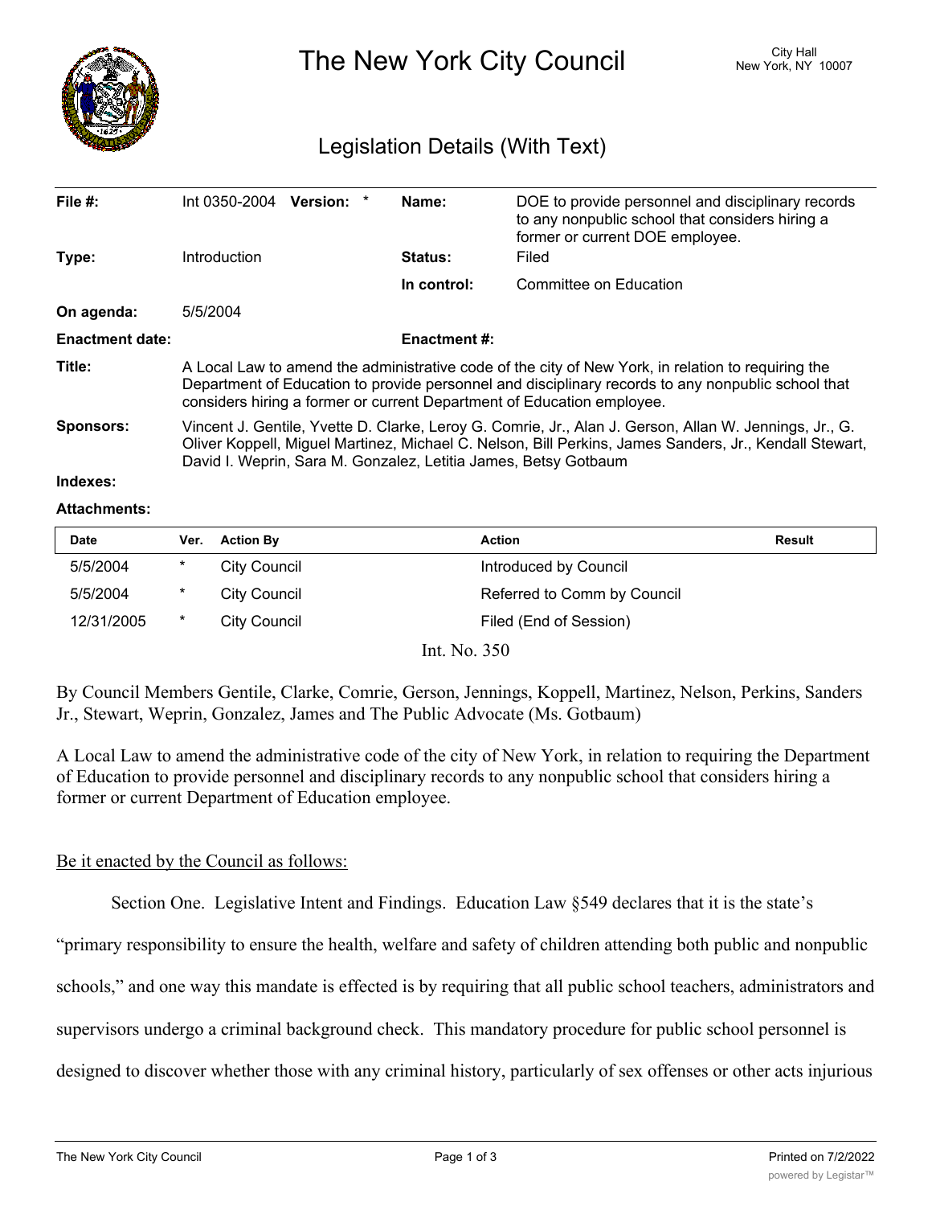# The New York City Council

City Hall
New York, NY 10007

## Legislation Details (With Text)

| | | | |
|---|---|---|---|
| **File #:** | Int 0350-2004 **Version:** * | **Name:** | DOE to provide personnel and disciplinary records to any nonpublic school that considers hiring a former or current DOE employee. |
| **Type:** | Introduction | **Status:** | Filed |
| | | **In control:** | Committee on Education |
| **On agenda:** | 5/5/2004 | | |
| **Enactment date:** | | **Enactment #:** | |

**Title:** A Local Law to amend the administrative code of the city of New York, in relation to requiring the Department of Education to provide personnel and disciplinary records to any nonpublic school that considers hiring a former or current Department of Education employee.

**Sponsors:** Vincent J. Gentile, Yvette D. Clarke, Leroy G. Comrie, Jr., Alan J. Gerson, Allan W. Jennings, Jr., G. Oliver Koppell, Miguel Martinez, Michael C. Nelson, Bill Perkins, James Sanders, Jr., Kendall Stewart, David I. Weprin, Sara M. Gonzalez, Letitia James, Betsy Gotbaum

**Indexes:**

**Attachments:**

| Date | Ver. | Action By | Action | Result |
|---|---|---|---|---|
| 5/5/2004 | * | City Council | Introduced by Council | |
| 5/5/2004 | * | City Council | Referred to Comm by Council | |
| 12/31/2005 | * | City Council | Filed (End of Session) | |

Int. No. 350

By Council Members Gentile, Clarke, Comrie, Gerson, Jennings, Koppell, Martinez, Nelson, Perkins, Sanders Jr., Stewart, Weprin, Gonzalez, James and The Public Advocate (Ms. Gotbaum)

A Local Law to amend the administrative code of the city of New York, in relation to requiring the Department of Education to provide personnel and disciplinary records to any nonpublic school that considers hiring a former or current Department of Education employee.

Be it enacted by the Council as follows:

Section One. Legislative Intent and Findings. Education Law §549 declares that it is the state's "primary responsibility to ensure the health, welfare and safety of children attending both public and nonpublic schools," and one way this mandate is effected is by requiring that all public school teachers, administrators and supervisors undergo a criminal background check. This mandatory procedure for public school personnel is designed to discover whether those with any criminal history, particularly of sex offenses or other acts injurious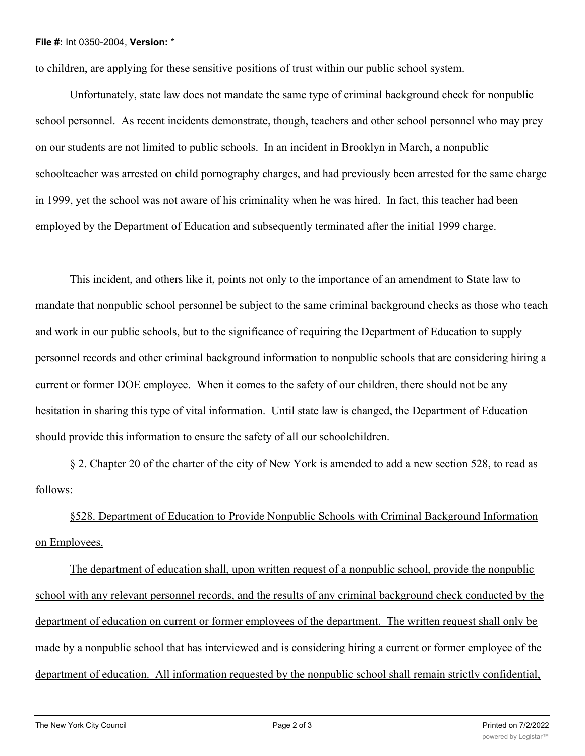to children, are applying for these sensitive positions of trust within our public school system.

Unfortunately, state law does not mandate the same type of criminal background check for nonpublic school personnel. As recent incidents demonstrate, though, teachers and other school personnel who may prey on our students are not limited to public schools. In an incident in Brooklyn in March, a nonpublic schoolteacher was arrested on child pornography charges, and had previously been arrested for the same charge in 1999, yet the school was not aware of his criminality when he was hired. In fact, this teacher had been employed by the Department of Education and subsequently terminated after the initial 1999 charge.

This incident, and others like it, points not only to the importance of an amendment to State law to mandate that nonpublic school personnel be subject to the same criminal background checks as those who teach and work in our public schools, but to the significance of requiring the Department of Education to supply personnel records and other criminal background information to nonpublic schools that are considering hiring a current or former DOE employee. When it comes to the safety of our children, there should not be any hesitation in sharing this type of vital information. Until state law is changed, the Department of Education should provide this information to ensure the safety of all our schoolchildren.

§ 2. Chapter 20 of the charter of the city of New York is amended to add a new section 528, to read as follows:

<u>§528. Department of Education to Provide Nonpublic Schools with Criminal Background Information on Employees.</u>

<u>The department of education shall, upon written request of a nonpublic school, provide the nonpublic school with any relevant personnel records, and the results of any criminal background check conducted by the department of education on current or former employees of the department. The written request shall only be made by a nonpublic school that has interviewed and is considering hiring a current or former employee of the department of education. All information requested by the nonpublic school shall remain strictly confidential,</u>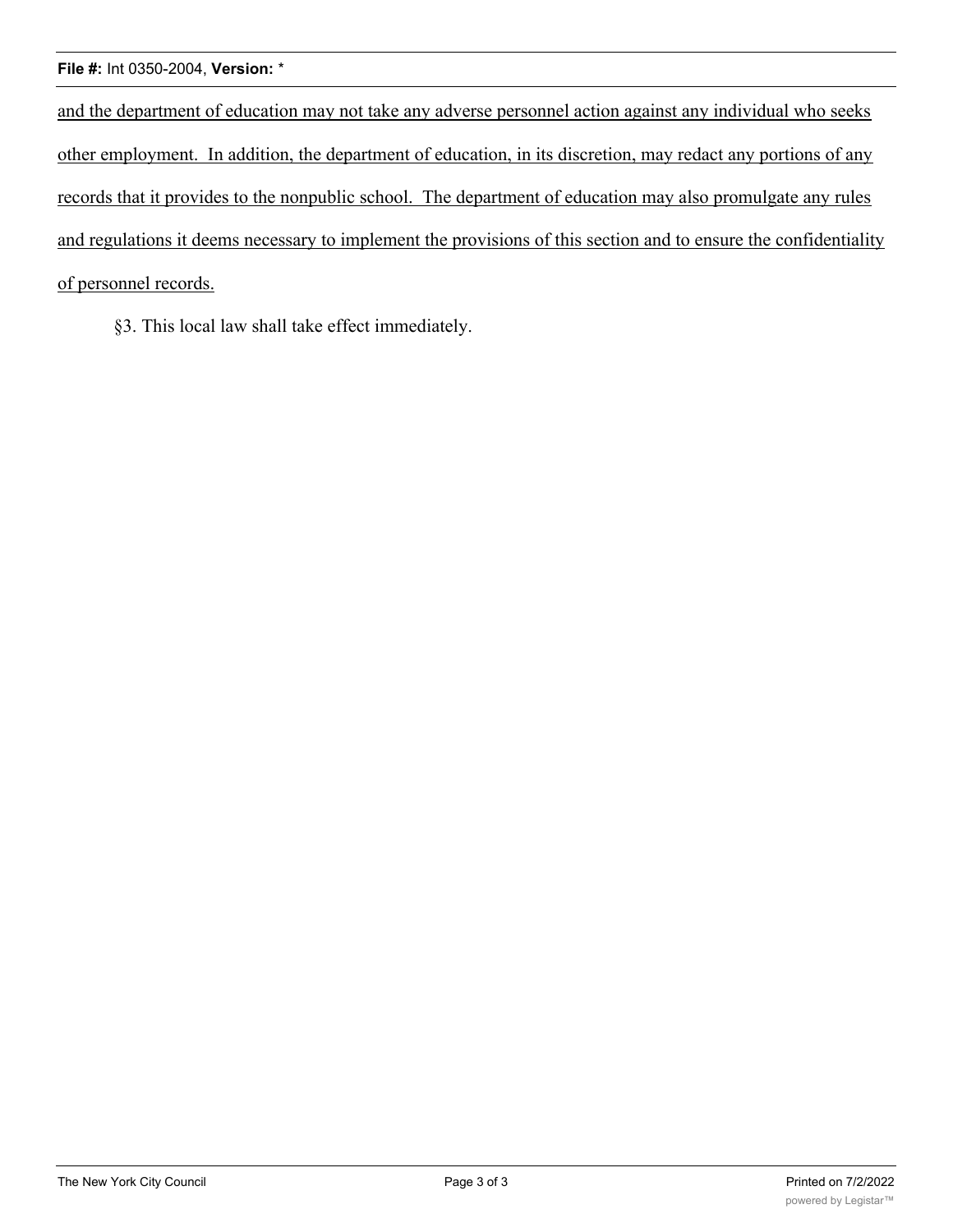<u>and the department of education may not take any adverse personnel action against any individual who seeks other employment. In addition, the department of education, in its discretion, may redact any portions of any records that it provides to the nonpublic school. The department of education may also promulgate any rules and regulations it deems necessary to implement the provisions of this section and to ensure the confidentiality of personnel records.</u>

§3. This local law shall take effect immediately.